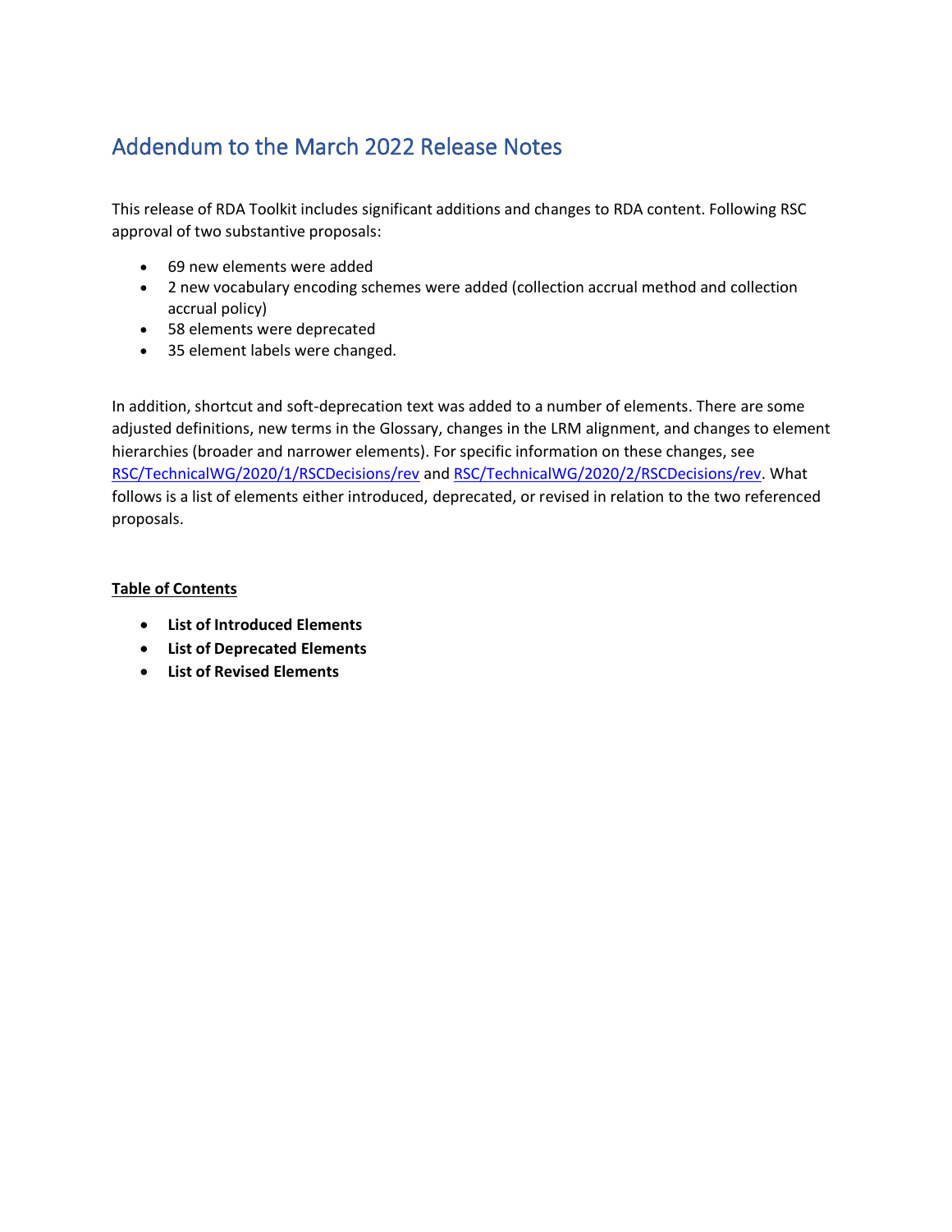# Addendum to the March 2022 Release Notes

This release of RDA Toolkit includes significant additions and changes to RDA content. Following RSC approval of two substantive proposals:

- 69 new elements were added
- 2 new vocabulary encoding schemes were added (collection accrual method and collection accrual policy)
- 58 elements were deprecated
- 35 element labels were changed.

In addition, shortcut and soft-deprecation text was added to a number of elements. There are some adjusted definitions, new terms in the Glossary, changes in the LRM alignment, and changes to element hierarchies (broader and narrower elements). For specific information on these changes, see [RSC/TechnicalWG/2020/1/RSCDecisions/rev]() and [RSC/TechnicalWG/2020/2/RSCDecisions/rev](). What follows is a list of elements either introduced, deprecated, or revised in relation to the two referenced proposals.

**Table of Contents**

- **List of Introduced Elements**
- **List of Deprecated Elements**
- **List of Revised Elements**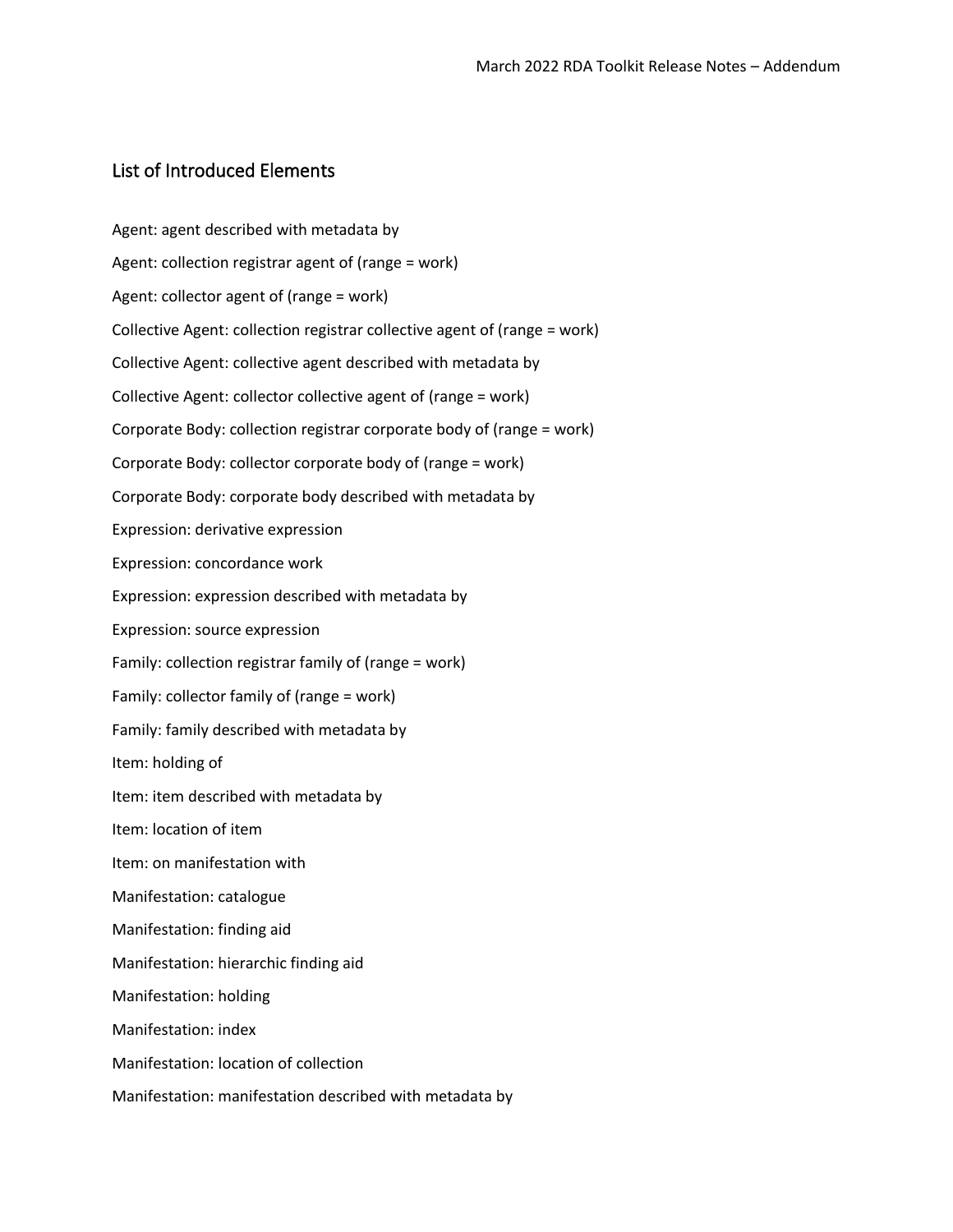## List of Introduced Elements

Agent: agent described with metadata by

Agent: collection registrar agent of (range = work)

Agent: collector agent of (range = work)

Collective Agent: collection registrar collective agent of (range = work)

Collective Agent: collective agent described with metadata by

Collective Agent: collector collective agent of (range = work)

Corporate Body: collection registrar corporate body of (range = work)

Corporate Body: collector corporate body of (range = work)

Corporate Body: corporate body described with metadata by

Expression: derivative expression

Expression: concordance work

Expression: expression described with metadata by

Expression: source expression

Family: collection registrar family of (range = work)

Family: collector family of (range = work)

Family: family described with metadata by

Item: holding of

Item: item described with metadata by

Item: location of item

Item: on manifestation with

Manifestation: catalogue

Manifestation: finding aid

Manifestation: hierarchic finding aid

Manifestation: holding

Manifestation: index

Manifestation: location of collection

Manifestation: manifestation described with metadata by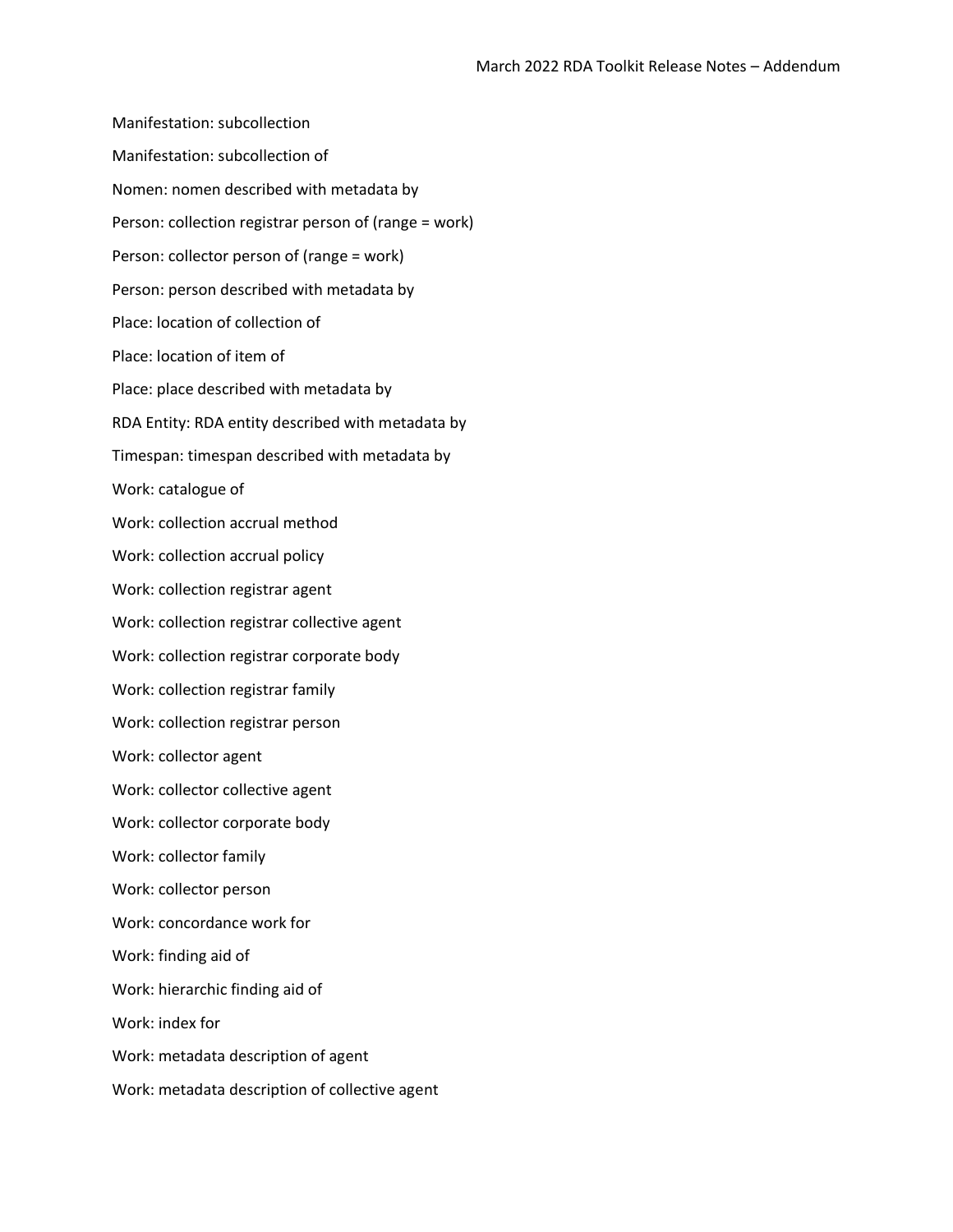Manifestation: subcollection

Manifestation: subcollection of

Nomen: nomen described with metadata by

Person: collection registrar person of (range = work)

Person: collector person of (range = work)

Person: person described with metadata by

Place: location of collection of

Place: location of item of

Place: place described with metadata by

RDA Entity: RDA entity described with metadata by

Timespan: timespan described with metadata by

Work: catalogue of

Work: collection accrual method

Work: collection accrual policy

Work: collection registrar agent

Work: collection registrar collective agent

Work: collection registrar corporate body

Work: collection registrar family

Work: collection registrar person

Work: collector agent

Work: collector collective agent

Work: collector corporate body

Work: collector family

Work: collector person

Work: concordance work for

Work: finding aid of

Work: hierarchic finding aid of

Work: index for

Work: metadata description of agent

Work: metadata description of collective agent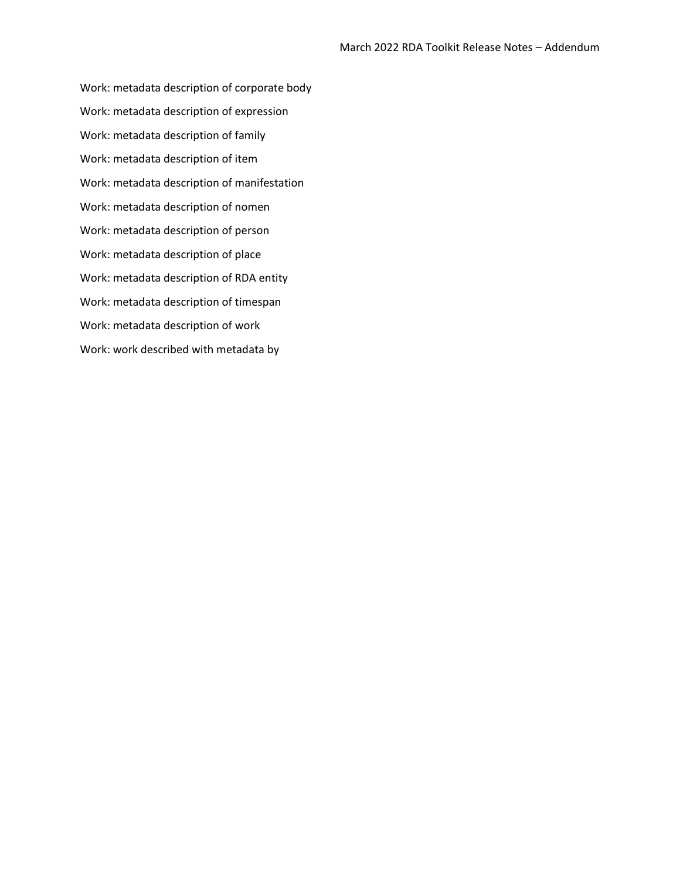Work: metadata description of corporate body

Work: metadata description of expression

Work: metadata description of family

Work: metadata description of item

Work: metadata description of manifestation

Work: metadata description of nomen

Work: metadata description of person

Work: metadata description of place

Work: metadata description of RDA entity

Work: metadata description of timespan

Work: metadata description of work

Work: work described with metadata by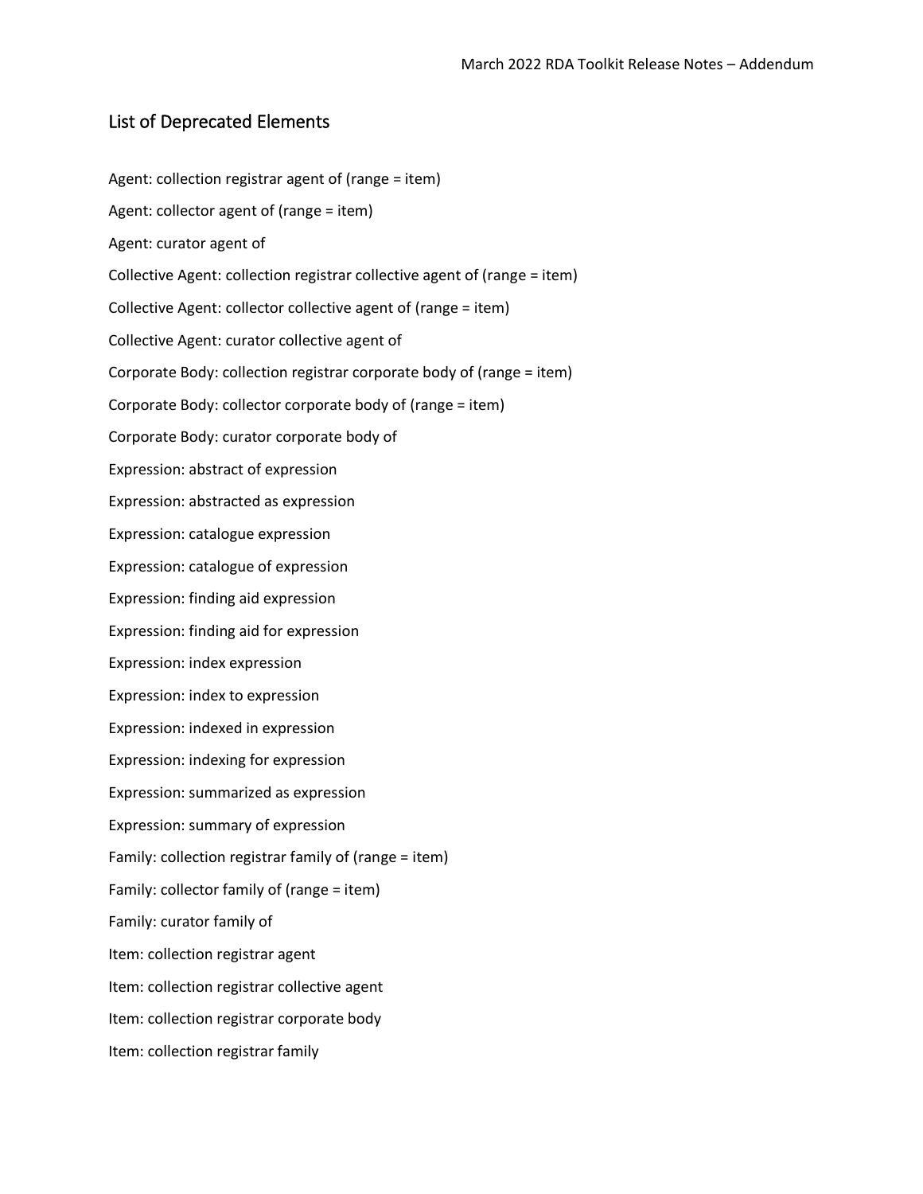## List of Deprecated Elements

Agent: collection registrar agent of (range = item)

Agent: collector agent of (range = item)

Agent: curator agent of

Collective Agent: collection registrar collective agent of (range = item)

Collective Agent: collector collective agent of (range = item)

Collective Agent: curator collective agent of

Corporate Body: collection registrar corporate body of (range = item)

Corporate Body: collector corporate body of (range = item)

Corporate Body: curator corporate body of

Expression: abstract of expression

Expression: abstracted as expression

Expression: catalogue expression

Expression: catalogue of expression

Expression: finding aid expression

Expression: finding aid for expression

Expression: index expression

Expression: index to expression

Expression: indexed in expression

Expression: indexing for expression

Expression: summarized as expression

Expression: summary of expression

Family: collection registrar family of (range = item)

Family: collector family of (range = item)

Family: curator family of

Item: collection registrar agent

Item: collection registrar collective agent

Item: collection registrar corporate body

Item: collection registrar family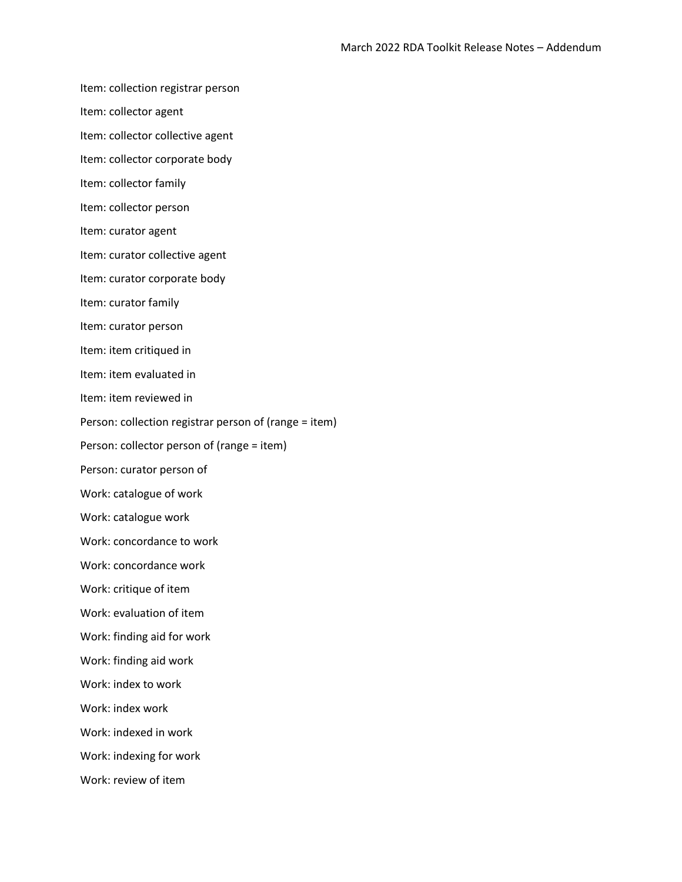Item: collection registrar person

Item: collector agent

Item: collector collective agent

Item: collector corporate body

Item: collector family

Item: collector person

Item: curator agent

Item: curator collective agent

Item: curator corporate body

Item: curator family

Item: curator person

Item: item critiqued in

Item: item evaluated in

Item: item reviewed in

Person: collection registrar person of (range = item)

Person: collector person of (range = item)

Person: curator person of

Work: catalogue of work

Work: catalogue work

Work: concordance to work

Work: concordance work

Work: critique of item

Work: evaluation of item

Work: finding aid for work

Work: finding aid work

Work: index to work

Work: index work

Work: indexed in work

Work: indexing for work

Work: review of item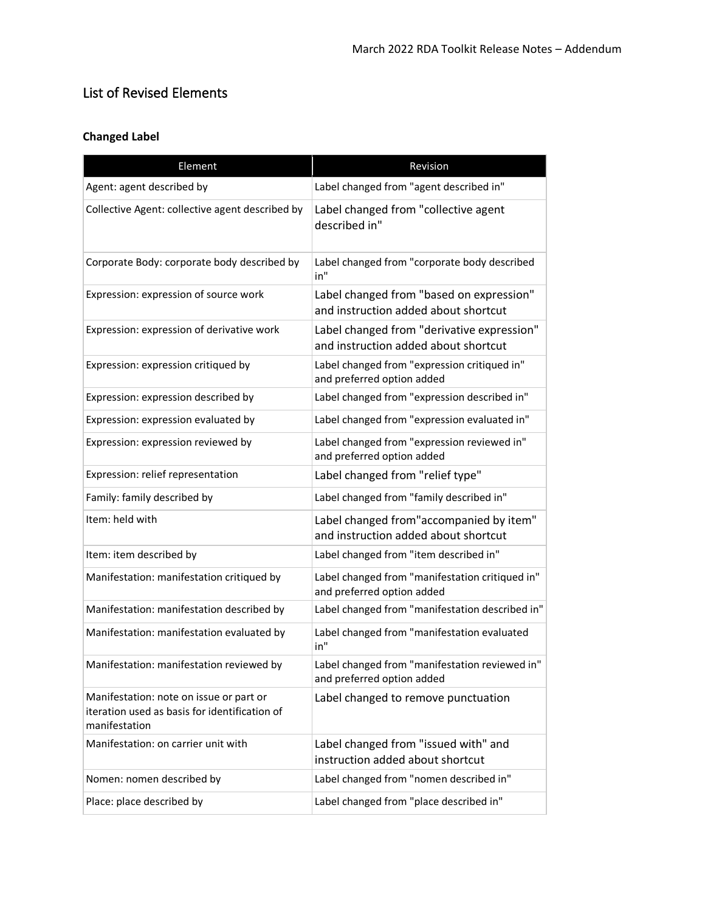## List of Revised Elements

### Changed Label

| Element | Revision |
|---|---|
| Agent: agent described by | Label changed from "agent described in" |
| Collective Agent: collective agent described by | Label changed from "collective agent described in" |
| Corporate Body: corporate body described by | Label changed from "corporate body described in" |
| Expression: expression of source work | Label changed from "based on expression" and instruction added about shortcut |
| Expression: expression of derivative work | Label changed from "derivative expression" and instruction added about shortcut |
| Expression: expression critiqued by | Label changed from "expression critiqued in" and preferred option added |
| Expression: expression described by | Label changed from "expression described in" |
| Expression: expression evaluated by | Label changed from "expression evaluated in" |
| Expression: expression reviewed by | Label changed from "expression reviewed in" and preferred option added |
| Expression: relief representation | Label changed from "relief type" |
| Family: family described by | Label changed from "family described in" |
| Item: held with | Label changed from"accompanied by item" and instruction added about shortcut |
| Item: item described by | Label changed from "item described in" |
| Manifestation: manifestation critiqued by | Label changed from "manifestation critiqued in" and preferred option added |
| Manifestation: manifestation described by | Label changed from "manifestation described in" |
| Manifestation: manifestation evaluated by | Label changed from "manifestation evaluated in" |
| Manifestation: manifestation reviewed by | Label changed from "manifestation reviewed in" and preferred option added |
| Manifestation: note on issue or part or iteration used as basis for identification of manifestation | Label changed to remove punctuation |
| Manifestation: on carrier unit with | Label changed from "issued with" and instruction added about shortcut |
| Nomen: nomen described by | Label changed from "nomen described in" |
| Place: place described by | Label changed from "place described in" |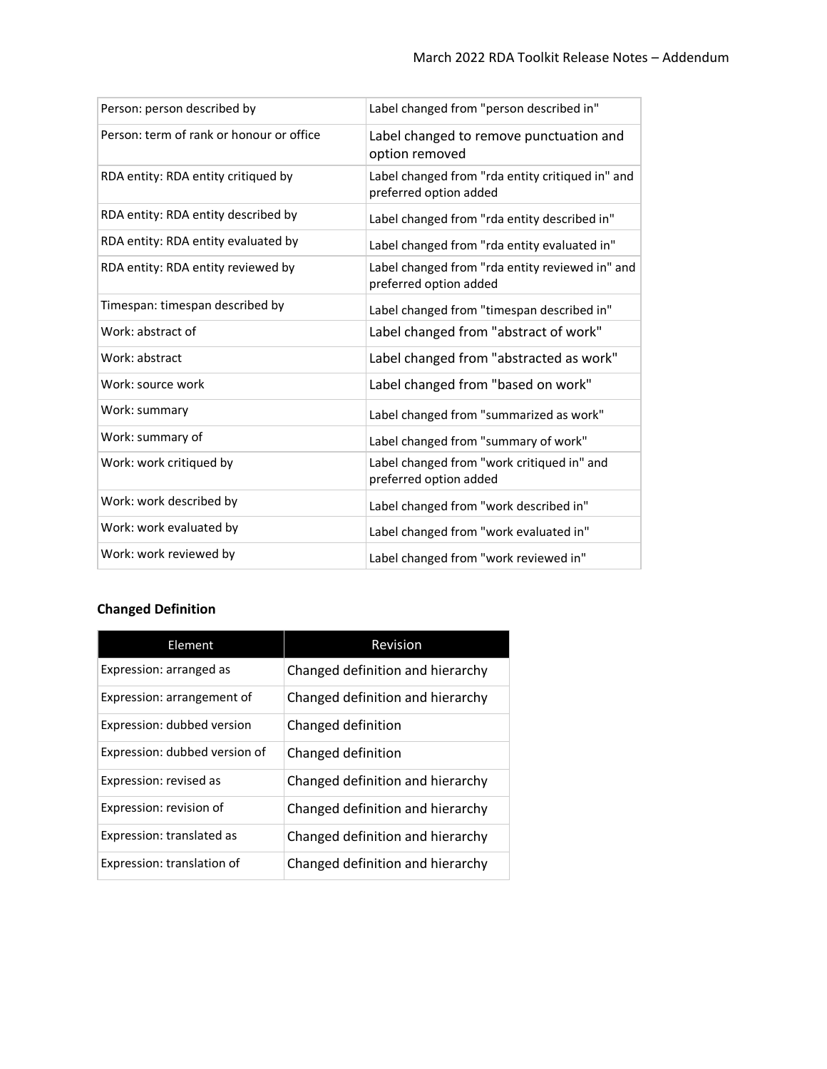| | |
|---|---|
| Person: person described by | Label changed from "person described in" |
| Person: term of rank or honour or office | Label changed to remove punctuation and option removed |
| RDA entity: RDA entity critiqued by | Label changed from "rda entity critiqued in" and preferred option added |
| RDA entity: RDA entity described by | Label changed from "rda entity described in" |
| RDA entity: RDA entity evaluated by | Label changed from "rda entity evaluated in" |
| RDA entity: RDA entity reviewed by | Label changed from "rda entity reviewed in" and preferred option added |
| Timespan: timespan described by | Label changed from "timespan described in" |
| Work: abstract of | Label changed from "abstract of work" |
| Work: abstract | Label changed from "abstracted as work" |
| Work: source work | Label changed from "based on work" |
| Work: summary | Label changed from "summarized as work" |
| Work: summary of | Label changed from "summary of work" |
| Work: work critiqued by | Label changed from "work critiqued in" and preferred option added |
| Work: work described by | Label changed from "work described in" |
| Work: work evaluated by | Label changed from "work evaluated in" |
| Work: work reviewed by | Label changed from "work reviewed in" |

**Changed Definition**

| Element | Revision |
|---|---|
| Expression: arranged as | Changed definition and hierarchy |
| Expression: arrangement of | Changed definition and hierarchy |
| Expression: dubbed version | Changed definition |
| Expression: dubbed version of | Changed definition |
| Expression: revised as | Changed definition and hierarchy |
| Expression: revision of | Changed definition and hierarchy |
| Expression: translated as | Changed definition and hierarchy |
| Expression: translation of | Changed definition and hierarchy |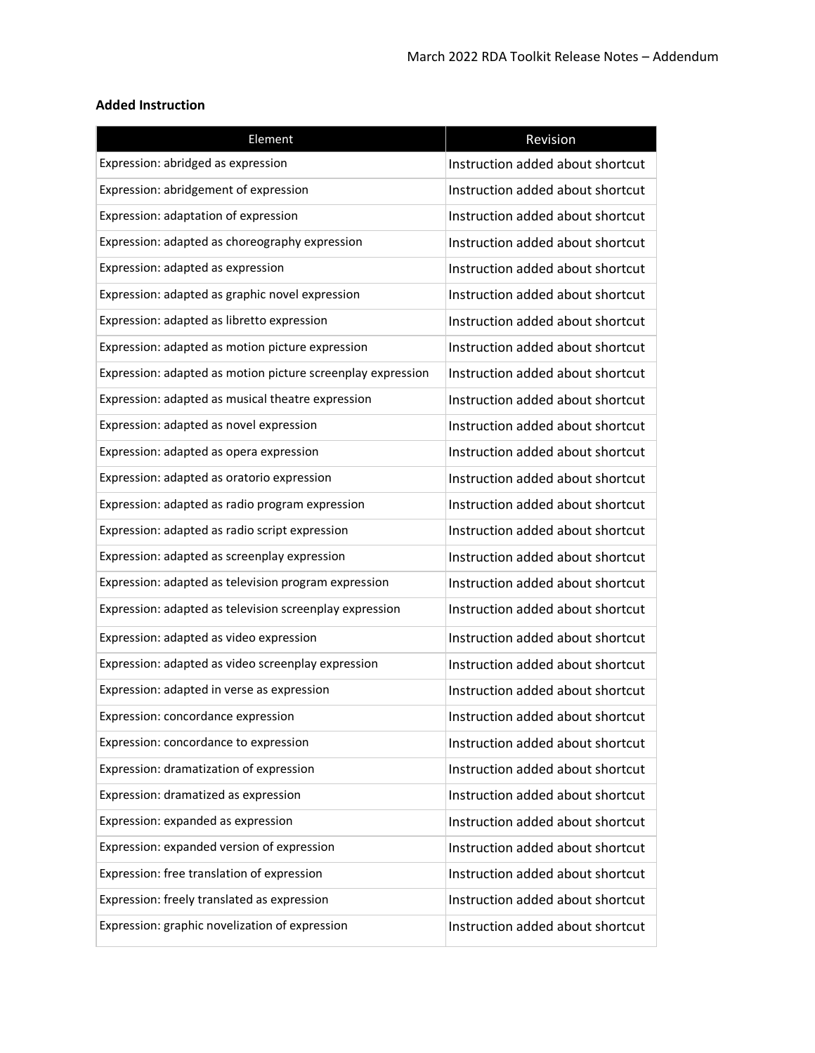**Added Instruction**

| Element | Revision |
|---|---|
| Expression: abridged as expression | Instruction added about shortcut |
| Expression: abridgement of expression | Instruction added about shortcut |
| Expression: adaptation of expression | Instruction added about shortcut |
| Expression: adapted as choreography expression | Instruction added about shortcut |
| Expression: adapted as expression | Instruction added about shortcut |
| Expression: adapted as graphic novel expression | Instruction added about shortcut |
| Expression: adapted as libretto expression | Instruction added about shortcut |
| Expression: adapted as motion picture expression | Instruction added about shortcut |
| Expression: adapted as motion picture screenplay expression | Instruction added about shortcut |
| Expression: adapted as musical theatre expression | Instruction added about shortcut |
| Expression: adapted as novel expression | Instruction added about shortcut |
| Expression: adapted as opera expression | Instruction added about shortcut |
| Expression: adapted as oratorio expression | Instruction added about shortcut |
| Expression: adapted as radio program expression | Instruction added about shortcut |
| Expression: adapted as radio script expression | Instruction added about shortcut |
| Expression: adapted as screenplay expression | Instruction added about shortcut |
| Expression: adapted as television program expression | Instruction added about shortcut |
| Expression: adapted as television screenplay expression | Instruction added about shortcut |
| Expression: adapted as video expression | Instruction added about shortcut |
| Expression: adapted as video screenplay expression | Instruction added about shortcut |
| Expression: adapted in verse as expression | Instruction added about shortcut |
| Expression: concordance expression | Instruction added about shortcut |
| Expression: concordance to expression | Instruction added about shortcut |
| Expression: dramatization of expression | Instruction added about shortcut |
| Expression: dramatized as expression | Instruction added about shortcut |
| Expression: expanded as expression | Instruction added about shortcut |
| Expression: expanded version of expression | Instruction added about shortcut |
| Expression: free translation of expression | Instruction added about shortcut |
| Expression: freely translated as expression | Instruction added about shortcut |
| Expression: graphic novelization of expression | Instruction added about shortcut |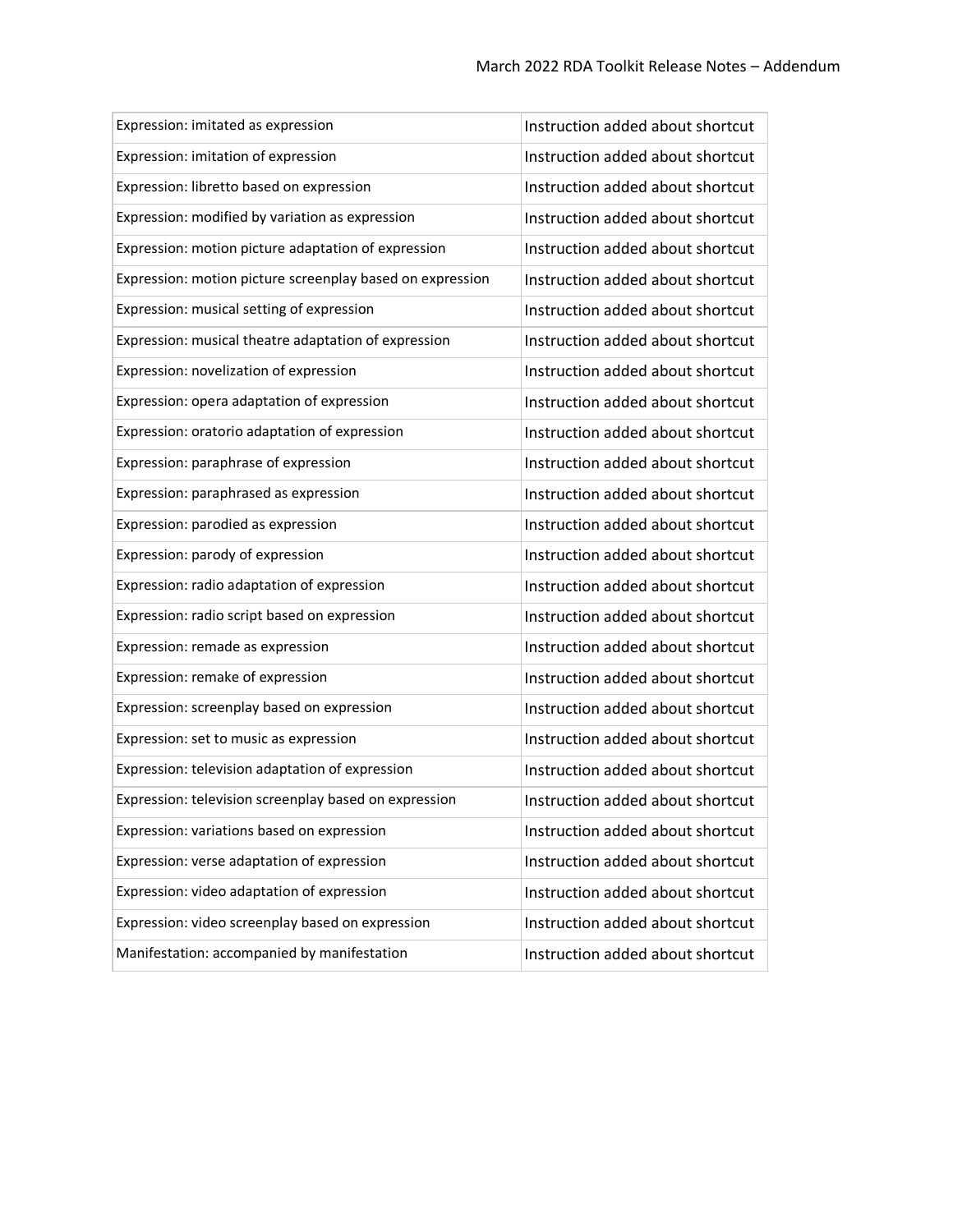| | |
|---|---|
| Expression: imitated as expression | Instruction added about shortcut |
| Expression: imitation of expression | Instruction added about shortcut |
| Expression: libretto based on expression | Instruction added about shortcut |
| Expression: modified by variation as expression | Instruction added about shortcut |
| Expression: motion picture adaptation of expression | Instruction added about shortcut |
| Expression: motion picture screenplay based on expression | Instruction added about shortcut |
| Expression: musical setting of expression | Instruction added about shortcut |
| Expression: musical theatre adaptation of expression | Instruction added about shortcut |
| Expression: novelization of expression | Instruction added about shortcut |
| Expression: opera adaptation of expression | Instruction added about shortcut |
| Expression: oratorio adaptation of expression | Instruction added about shortcut |
| Expression: paraphrase of expression | Instruction added about shortcut |
| Expression: paraphrased as expression | Instruction added about shortcut |
| Expression: parodied as expression | Instruction added about shortcut |
| Expression: parody of expression | Instruction added about shortcut |
| Expression: radio adaptation of expression | Instruction added about shortcut |
| Expression: radio script based on expression | Instruction added about shortcut |
| Expression: remade as expression | Instruction added about shortcut |
| Expression: remake of expression | Instruction added about shortcut |
| Expression: screenplay based on expression | Instruction added about shortcut |
| Expression: set to music as expression | Instruction added about shortcut |
| Expression: television adaptation of expression | Instruction added about shortcut |
| Expression: television screenplay based on expression | Instruction added about shortcut |
| Expression: variations based on expression | Instruction added about shortcut |
| Expression: verse adaptation of expression | Instruction added about shortcut |
| Expression: video adaptation of expression | Instruction added about shortcut |
| Expression: video screenplay based on expression | Instruction added about shortcut |
| Manifestation: accompanied by manifestation | Instruction added about shortcut |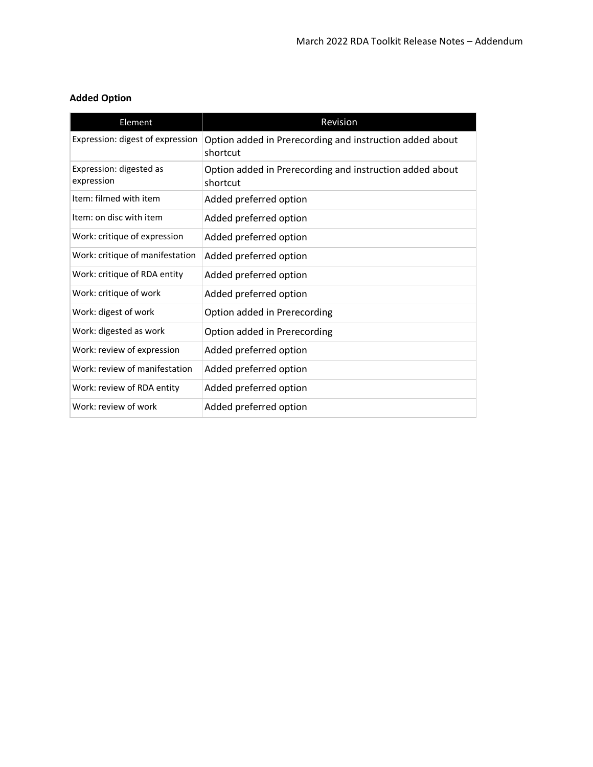**Added Option**

| Element | Revision |
| --- | --- |
| Expression: digest of expression | Option added in Prerecording and instruction added about shortcut |
| Expression: digested as expression | Option added in Prerecording and instruction added about shortcut |
| Item: filmed with item | Added preferred option |
| Item: on disc with item | Added preferred option |
| Work: critique of expression | Added preferred option |
| Work: critique of manifestation | Added preferred option |
| Work: critique of RDA entity | Added preferred option |
| Work: critique of work | Added preferred option |
| Work: digest of work | Option added in Prerecording |
| Work: digested as work | Option added in Prerecording |
| Work: review of expression | Added preferred option |
| Work: review of manifestation | Added preferred option |
| Work: review of RDA entity | Added preferred option |
| Work: review of work | Added preferred option |